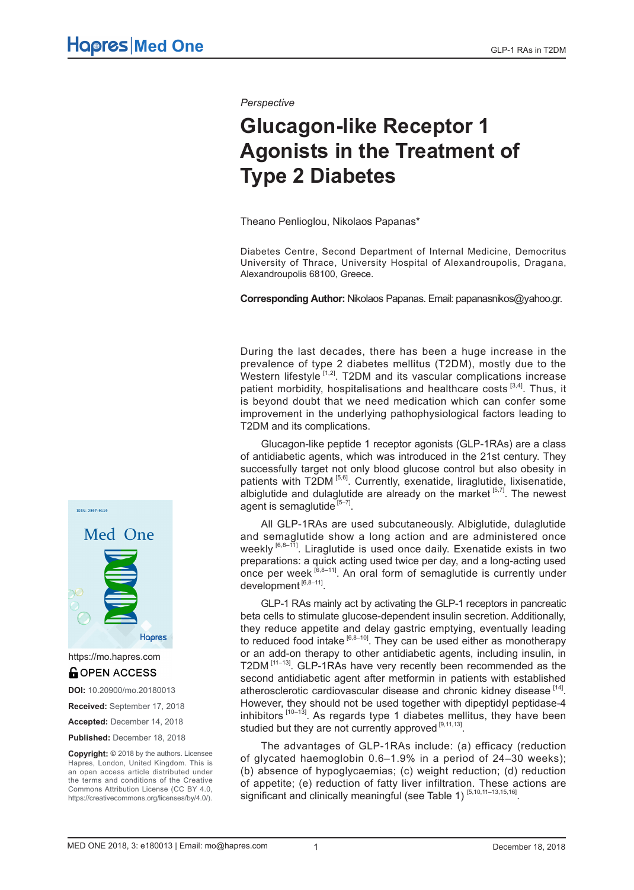*Perspective*

# Glucagon-like Receptor 1 Agonists in the Treatment of Type 2 Diabetes

Theano Penlioglou, Nikolaos Papanas*

Diabetes Centre, Second Department of Internal Medicine, Democritus University of Thrace, University Hospital of Alexandroupolis, Dragana, Alexandroupolis 68100, Greece.

**Corresponding Author:** Nikolaos Papanas. Email: papanasnikos@yahoo.gr.

https://mo.hapres.com

OPEN ACCESS

**DOI:** 10.20900/mo.20180013

**Received:** September 17, 2018

**Accepted:** December 14, 2018

**Published:** December 18, 2018

**Copyright:** © 2018 by the authors. Licensee Hapres, London, United Kingdom. This is an open access article distributed under the terms and conditions of the Creative Commons Attribution License (CC BY 4.0, https://creativecommons.org/licenses/by/4.0/).

During the last decades, there has been a huge increase in the prevalence of type 2 diabetes mellitus (T2DM), mostly due to the Western lifestyle [1,2]. T2DM and its vascular complications increase patient morbidity, hospitalisations and healthcare costs [3,4]. Thus, it is beyond doubt that we need medication which can confer some improvement in the underlying pathophysiological factors leading to T2DM and its complications.

Glucagon-like peptide 1 receptor agonists (GLP-1RAs) are a class of antidiabetic agents, which was introduced in the 21st century. They successfully target not only blood glucose control but also obesity in patients with T2DM [5,6]. Currently, exenatide, liraglutide, lixisenatide, albiglutide and dulaglutide are already on the market [5,7]. The newest agent is semaglutide [5–7].

All GLP-1RAs are used subcutaneously. Albiglutide, dulaglutide and semaglutide show a long action and are administered once weekly [6,8–11]. Liraglutide is used once daily. Exenatide exists in two preparations: a quick acting used twice per day, and a long-acting used once per week [6,8–11]. An oral form of semaglutide is currently under development [6,8–11].

GLP-1 RAs mainly act by activating the GLP-1 receptors in pancreatic beta cells to stimulate glucose-dependent insulin secretion. Additionally, they reduce appetite and delay gastric emptying, eventually leading to reduced food intake [6,8–10]. They can be used either as monotherapy or as an add-on therapy to other antidiabetic agents, including insulin, in T2DM [11–13]. GLP-1RAs have very recently been recommended as the second antidiabetic agent after metformin in patients with established atherosclerotic cardiovascular disease and chronic kidney disease [14]. However, they should not be used together with dipeptidyl peptidase-4 inhibitors [10–13]. As regards type 1 diabetes mellitus, they have been studied but they are not currently approved [9,11,13].

The advantages of GLP-1RAs include: (a) efficacy (reduction of glycated haemoglobin 0.6–1.9% in a period of 24–30 weeks); (b) absence of hypoglycaemias; (c) weight reduction; (d) reduction of appetite; (e) reduction of fatty liver infiltration. These actions are significant and clinically meaningful (see Table 1) [5,10,11–13,15,16].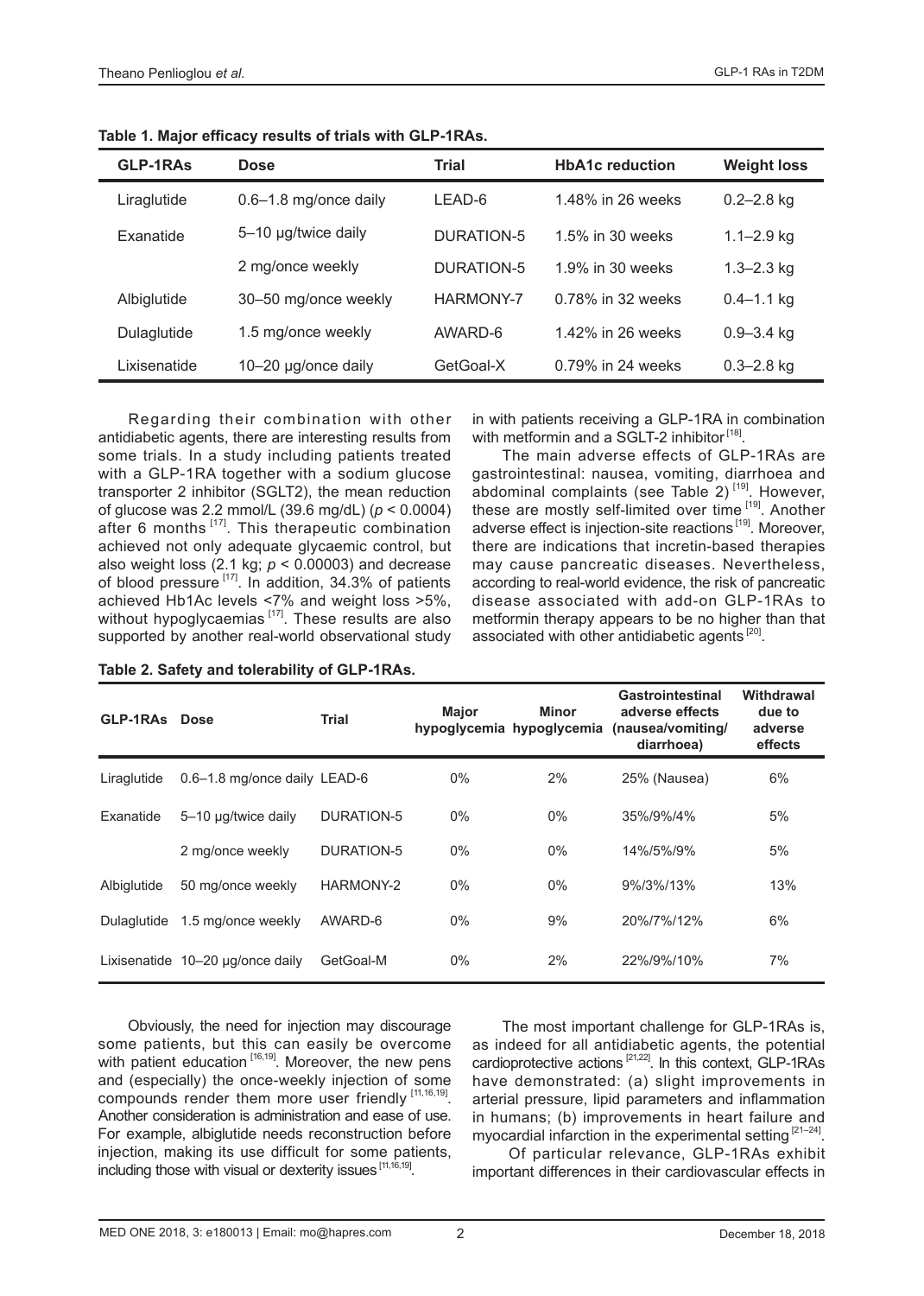**Table 1. Major efficacy results of trials with GLP-1RAs.**

| GLP-1RAs | Dose | Trial | HbA1c reduction | Weight loss |
|---|---|---|---|---|
| Liraglutide | 0.6–1.8 mg/once daily | LEAD-6 | 1.48% in 26 weeks | 0.2–2.8 kg |
| Exanatide | 5–10 μg/twice daily | DURATION-5 | 1.5% in 30 weeks | 1.1–2.9 kg |
| | 2 mg/once weekly | DURATION-5 | 1.9% in 30 weeks | 1.3–2.3 kg |
| Albiglutide | 30–50 mg/once weekly | HARMONY-7 | 0.78% in 32 weeks | 0.4–1.1 kg |
| Dulaglutide | 1.5 mg/once weekly | AWARD-6 | 1.42% in 26 weeks | 0.9–3.4 kg |
| Lixisenatide | 10–20 μg/once daily | GetGoal-X | 0.79% in 24 weeks | 0.3–2.8 kg |

Regarding their combination with other antidiabetic agents, there are interesting results from some trials. In a study including patients treated with a GLP-1RA together with a sodium glucose transporter 2 inhibitor (SGLT2), the mean reduction of glucose was 2.2 mmol/L (39.6 mg/dL) ($p < 0.0004$) after 6 months [17]. This therapeutic combination achieved not only adequate glycaemic control, but also weight loss (2.1 kg; $p < 0.00003$) and decrease of blood pressure [17]. In addition, 34.3% of patients achieved Hb1Ac levels <7% and weight loss >5%, without hypoglycaemias [17]. These results are also supported by another real-world observational study in with patients receiving a GLP-1RA in combination with metformin and a SGLT-2 inhibitor [18].

The main adverse effects of GLP-1RAs are gastrointestinal: nausea, vomiting, diarrhoea and abdominal complaints (see Table 2) [19]. However, these are mostly self-limited over time [19]. Another adverse effect is injection-site reactions [19]. Moreover, there are indications that incretin-based therapies may cause pancreatic diseases. Nevertheless, according to real-world evidence, the risk of pancreatic disease associated with add-on GLP-1RAs to metformin therapy appears to be no higher than that associated with other antidiabetic agents [20].

**Table 2. Safety and tolerability of GLP-1RAs.**

| GLP-1RAs | Dose | Trial | Major hypoglycemia | Minor hypoglycemia | Gastrointestinal adverse effects (nausea/vomiting/ diarrhoea) | Withdrawal due to adverse effects |
|---|---|---|---|---|---|---|
| Liraglutide | 0.6–1.8 mg/once daily | LEAD-6 | 0% | 2% | 25% (Nausea) | 6% |
| Exanatide | 5–10 μg/twice daily | DURATION-5 | 0% | 0% | 35%/9%/4% | 5% |
| | 2 mg/once weekly | DURATION-5 | 0% | 0% | 14%/5%/9% | 5% |
| Albiglutide | 50 mg/once weekly | HARMONY-2 | 0% | 0% | 9%/3%/13% | 13% |
| Dulaglutide | 1.5 mg/once weekly | AWARD-6 | 0% | 9% | 20%/7%/12% | 6% |
| Lixisenatide | 10–20 μg/once daily | GetGoal-M | 0% | 2% | 22%/9%/10% | 7% |

Obviously, the need for injection may discourage some patients, but this can easily be overcome with patient education [16,19]. Moreover, the new pens and (especially) the once-weekly injection of some compounds render them more user friendly [11,16,19]. Another consideration is administration and ease of use. For example, albiglutide needs reconstruction before injection, making its use difficult for some patients, including those with visual or dexterity issues [11,16,19].

The most important challenge for GLP-1RAs is, as indeed for all antidiabetic agents, the potential cardioprotective actions [21,22]. In this context, GLP-1RAs have demonstrated: (a) slight improvements in arterial pressure, lipid parameters and inflammation in humans; (b) improvements in heart failure and myocardial infarction in the experimental setting [21–24].

Of particular relevance, GLP-1RAs exhibit important differences in their cardiovascular effects in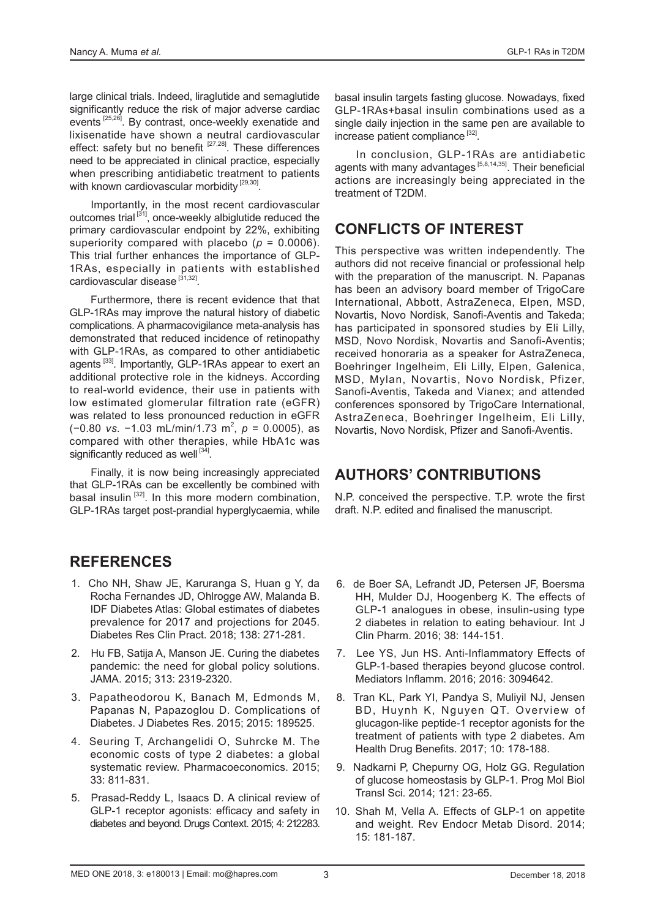large clinical trials. Indeed, liraglutide and semaglutide significantly reduce the risk of major adverse cardiac events [25,26]. By contrast, once-weekly exenatide and lixisenatide have shown a neutral cardiovascular effect: safety but no benefit [27,28]. These differences need to be appreciated in clinical practice, especially when prescribing antidiabetic treatment to patients with known cardiovascular morbidity [29,30].

Importantly, in the most recent cardiovascular outcomes trial [31], once-weekly albiglutide reduced the primary cardiovascular endpoint by 22%, exhibiting superiority compared with placebo ($p$ = 0.0006). This trial further enhances the importance of GLP-1RAs, especially in patients with established cardiovascular disease [31,32].

Furthermore, there is recent evidence that that GLP-1RAs may improve the natural history of diabetic complications. A pharmacovigilance meta-analysis has demonstrated that reduced incidence of retinopathy with GLP-1RAs, as compared to other antidiabetic agents [33]. Importantly, GLP-1RAs appear to exert an additional protective role in the kidneys. According to real-world evidence, their use in patients with low estimated glomerular filtration rate (eGFR) was related to less pronounced reduction in eGFR (−0.80 *vs.* −1.03 mL/min/1.73 $m^2$, $p$ = 0.0005), as compared with other therapies, while HbA1c was significantly reduced as well [34].

Finally, it is now being increasingly appreciated that GLP-1RAs can be excellently be combined with basal insulin [32]. In this more modern combination, GLP-1RAs target post-prandial hyperglycaemia, while basal insulin targets fasting glucose. Nowadays, fixed GLP-1RAs+basal insulin combinations used as a single daily injection in the same pen are available to increase patient compliance [32].

In conclusion, GLP-1RAs are antidiabetic agents with many advantages [5,8,14,35]. Their beneficial actions are increasingly being appreciated in the treatment of T2DM.

## CONFLICTS OF INTEREST

This perspective was written independently. The authors did not receive financial or professional help with the preparation of the manuscript. N. Papanas has been an advisory board member of TrigoCare International, Abbott, AstraZeneca, Elpen, MSD, Novartis, Novo Nordisk, Sanofi-Aventis and Takeda; has participated in sponsored studies by Eli Lilly, MSD, Novo Nordisk, Novartis and Sanofi-Aventis; received honoraria as a speaker for AstraZeneca, Boehringer Ingelheim, Eli Lilly, Elpen, Galenica, MSD, Mylan, Novartis, Novo Nordisk, Pfizer, Sanofi-Aventis, Takeda and Vianex; and attended conferences sponsored by TrigoCare International, AstraZeneca, Boehringer Ingelheim, Eli Lilly, Novartis, Novo Nordisk, Pfizer and Sanofi-Aventis.

## AUTHORS' CONTRIBUTIONS

N.P. conceived the perspective. T.P. wrote the first draft. N.P. edited and finalised the manuscript.

## REFERENCES

1. Cho NH, Shaw JE, Karuranga S, Huan g Y, da Rocha Fernandes JD, Ohlrogge AW, Malanda B. IDF Diabetes Atlas: Global estimates of diabetes prevalence for 2017 and projections for 2045. Diabetes Res Clin Pract. 2018; 138: 271-281.
2. Hu FB, Satija A, Manson JE. Curing the diabetes pandemic: the need for global policy solutions. JAMA. 2015; 313: 2319-2320.
3. Papatheodorou K, Banach M, Edmonds M, Papanas N, Papazoglou D. Complications of Diabetes. J Diabetes Res. 2015; 2015: 189525.
4. Seuring T, Archangelidi O, Suhrcke M. The economic costs of type 2 diabetes: a global systematic review. Pharmacoeconomics. 2015; 33: 811-831.
5. Prasad-Reddy L, Isaacs D. A clinical review of GLP-1 receptor agonists: efficacy and safety in diabetes and beyond. Drugs Context. 2015; 4: 212283.
6. de Boer SA, Lefrandt JD, Petersen JF, Boersma HH, Mulder DJ, Hoogenberg K. The effects of GLP-1 analogues in obese, insulin-using type 2 diabetes in relation to eating behaviour. Int J Clin Pharm. 2016; 38: 144-151.
7. Lee YS, Jun HS. Anti-Inflammatory Effects of GLP-1-based therapies beyond glucose control. Mediators Inflamm. 2016; 2016: 3094642.
8. Tran KL, Park YI, Pandya S, Muliyil NJ, Jensen BD, Huynh K, Nguyen QT. Overview of glucagon-like peptide-1 receptor agonists for the treatment of patients with type 2 diabetes. Am Health Drug Benefits. 2017; 10: 178-188.
9. Nadkarni P, Chepurny OG, Holz GG. Regulation of glucose homeostasis by GLP-1. Prog Mol Biol Transl Sci. 2014; 121: 23-65.
10. Shah M, Vella A. Effects of GLP-1 on appetite and weight. Rev Endocr Metab Disord. 2014; 15: 181-187.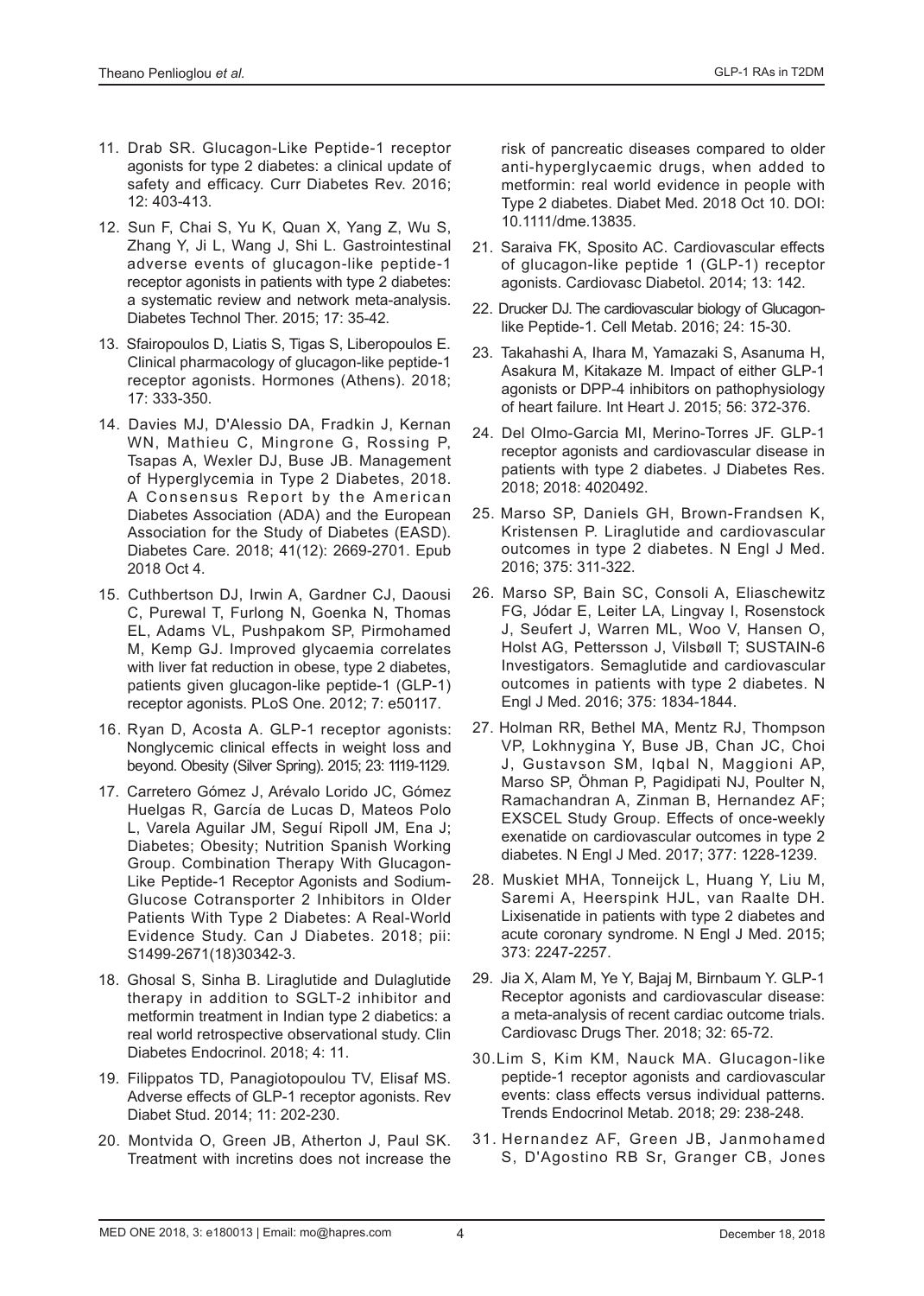11. Drab SR. Glucagon-Like Peptide-1 receptor agonists for type 2 diabetes: a clinical update of safety and efficacy. Curr Diabetes Rev. 2016; 12: 403-413.

12. Sun F, Chai S, Yu K, Quan X, Yang Z, Wu S, Zhang Y, Ji L, Wang J, Shi L. Gastrointestinal adverse events of glucagon-like peptide-1 receptor agonists in patients with type 2 diabetes: a systematic review and network meta-analysis. Diabetes Technol Ther. 2015; 17: 35-42.

13. Sfairopoulos D, Liatis S, Tigas S, Liberopoulos E. Clinical pharmacology of glucagon-like peptide-1 receptor agonists. Hormones (Athens). 2018; 17: 333-350.

14. Davies MJ, D'Alessio DA, Fradkin J, Kernan WN, Mathieu C, Mingrone G, Rossing P, Tsapas A, Wexler DJ, Buse JB. Management of Hyperglycemia in Type 2 Diabetes, 2018. A Consensus Report by the American Diabetes Association (ADA) and the European Association for the Study of Diabetes (EASD). Diabetes Care. 2018; 41(12): 2669-2701. Epub 2018 Oct 4.

15. Cuthbertson DJ, Irwin A, Gardner CJ, Daousi C, Purewal T, Furlong N, Goenka N, Thomas EL, Adams VL, Pushpakom SP, Pirmohamed M, Kemp GJ. Improved glycaemia correlates with liver fat reduction in obese, type 2 diabetes, patients given glucagon-like peptide-1 (GLP-1) receptor agonists. PLoS One. 2012; 7: e50117.

16. Ryan D, Acosta A. GLP-1 receptor agonists: Nonglycemic clinical effects in weight loss and beyond. Obesity (Silver Spring). 2015; 23: 1119-1129.

17. Carretero Gómez J, Arévalo Lorido JC, Gómez Huelgas R, García de Lucas D, Mateos Polo L, Varela Aguilar JM, Seguí Ripoll JM, Ena J; Diabetes; Obesity; Nutrition Spanish Working Group. Combination Therapy With Glucagon-Like Peptide-1 Receptor Agonists and Sodium-Glucose Cotransporter 2 Inhibitors in Older Patients With Type 2 Diabetes: A Real-World Evidence Study. Can J Diabetes. 2018; pii: S1499-2671(18)30342-3.

18. Ghosal S, Sinha B. Liraglutide and Dulaglutide therapy in addition to SGLT-2 inhibitor and metformin treatment in Indian type 2 diabetics: a real world retrospective observational study. Clin Diabetes Endocrinol. 2018; 4: 11.

19. Filippatos TD, Panagiotopoulou TV, Elisaf MS. Adverse effects of GLP-1 receptor agonists. Rev Diabet Stud. 2014; 11: 202-230.

20. Montvida O, Green JB, Atherton J, Paul SK. Treatment with incretins does not increase the risk of pancreatic diseases compared to older anti-hyperglycaemic drugs, when added to metformin: real world evidence in people with Type 2 diabetes. Diabet Med. 2018 Oct 10. DOI: 10.1111/dme.13835.

21. Saraiva FK, Sposito AC. Cardiovascular effects of glucagon-like peptide 1 (GLP-1) receptor agonists. Cardiovasc Diabetol. 2014; 13: 142.

22. Drucker DJ. The cardiovascular biology of Glucagon-like Peptide-1. Cell Metab. 2016; 24: 15-30.

23. Takahashi A, Ihara M, Yamazaki S, Asanuma H, Asakura M, Kitakaze M. Impact of either GLP-1 agonists or DPP-4 inhibitors on pathophysiology of heart failure. Int Heart J. 2015; 56: 372-376.

24. Del Olmo-Garcia MI, Merino-Torres JF. GLP-1 receptor agonists and cardiovascular disease in patients with type 2 diabetes. J Diabetes Res. 2018; 2018: 4020492.

25. Marso SP, Daniels GH, Brown-Frandsen K, Kristensen P. Liraglutide and cardiovascular outcomes in type 2 diabetes. N Engl J Med. 2016; 375: 311-322.

26. Marso SP, Bain SC, Consoli A, Eliaschewitz FG, Jódar E, Leiter LA, Lingvay I, Rosenstock J, Seufert J, Warren ML, Woo V, Hansen O, Holst AG, Pettersson J, Vilsbøll T; SUSTAIN-6 Investigators. Semaglutide and cardiovascular outcomes in patients with type 2 diabetes. N Engl J Med. 2016; 375: 1834-1844.

27. Holman RR, Bethel MA, Mentz RJ, Thompson VP, Lokhnygina Y, Buse JB, Chan JC, Choi J, Gustavson SM, Iqbal N, Maggioni AP, Marso SP, Öhman P, Pagidipati NJ, Poulter N, Ramachandran A, Zinman B, Hernandez AF; EXSCEL Study Group. Effects of once-weekly exenatide on cardiovascular outcomes in type 2 diabetes. N Engl J Med. 2017; 377: 1228-1239.

28. Muskiet MHA, Tonneijck L, Huang Y, Liu M, Saremi A, Heerspink HJL, van Raalte DH. Lixisenatide in patients with type 2 diabetes and acute coronary syndrome. N Engl J Med. 2015; 373: 2247-2257.

29. Jia X, Alam M, Ye Y, Bajaj M, Birnbaum Y. GLP-1 Receptor agonists and cardiovascular disease: a meta-analysis of recent cardiac outcome trials. Cardiovasc Drugs Ther. 2018; 32: 65-72.

30. Lim S, Kim KM, Nauck MA. Glucagon-like peptide-1 receptor agonists and cardiovascular events: class effects versus individual patterns. Trends Endocrinol Metab. 2018; 29: 238-248.

31. Hernandez AF, Green JB, Janmohamed S, D'Agostino RB Sr, Granger CB, Jones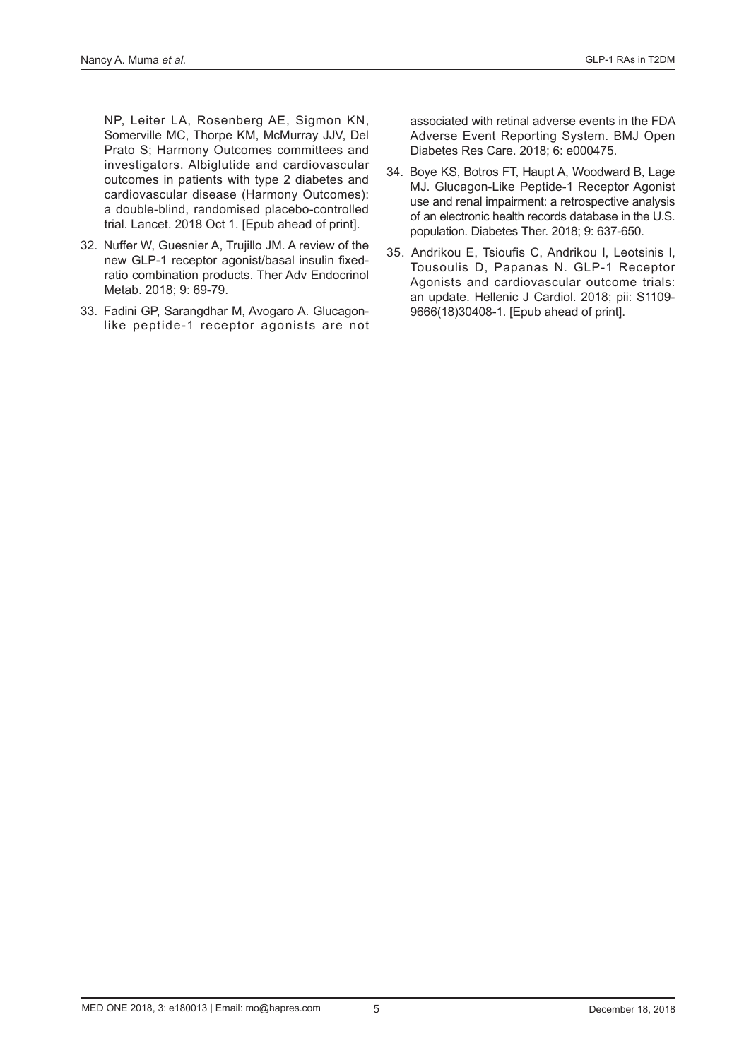NP, Leiter LA, Rosenberg AE, Sigmon KN, Somerville MC, Thorpe KM, McMurray JJV, Del Prato S; Harmony Outcomes committees and investigators. Albiglutide and cardiovascular outcomes in patients with type 2 diabetes and cardiovascular disease (Harmony Outcomes): a double-blind, randomised placebo-controlled trial. Lancet. 2018 Oct 1. [Epub ahead of print].

32. Nuffer W, Guesnier A, Trujillo JM. A review of the new GLP-1 receptor agonist/basal insulin fixed-ratio combination products. Ther Adv Endocrinol Metab. 2018; 9: 69-79.

33. Fadini GP, Sarangdhar M, Avogaro A. Glucagon-like peptide-1 receptor agonists are not associated with retinal adverse events in the FDA Adverse Event Reporting System. BMJ Open Diabetes Res Care. 2018; 6: e000475.

34. Boye KS, Botros FT, Haupt A, Woodward B, Lage MJ. Glucagon-Like Peptide-1 Receptor Agonist use and renal impairment: a retrospective analysis of an electronic health records database in the U.S. population. Diabetes Ther. 2018; 9: 637-650.

35. Andrikou E, Tsioufis C, Andrikou I, Leotsinis I, Tousoulis D, Papanas N. GLP-1 Receptor Agonists and cardiovascular outcome trials: an update. Hellenic J Cardiol. 2018; pii: S1109-9666(18)30408-1. [Epub ahead of print].